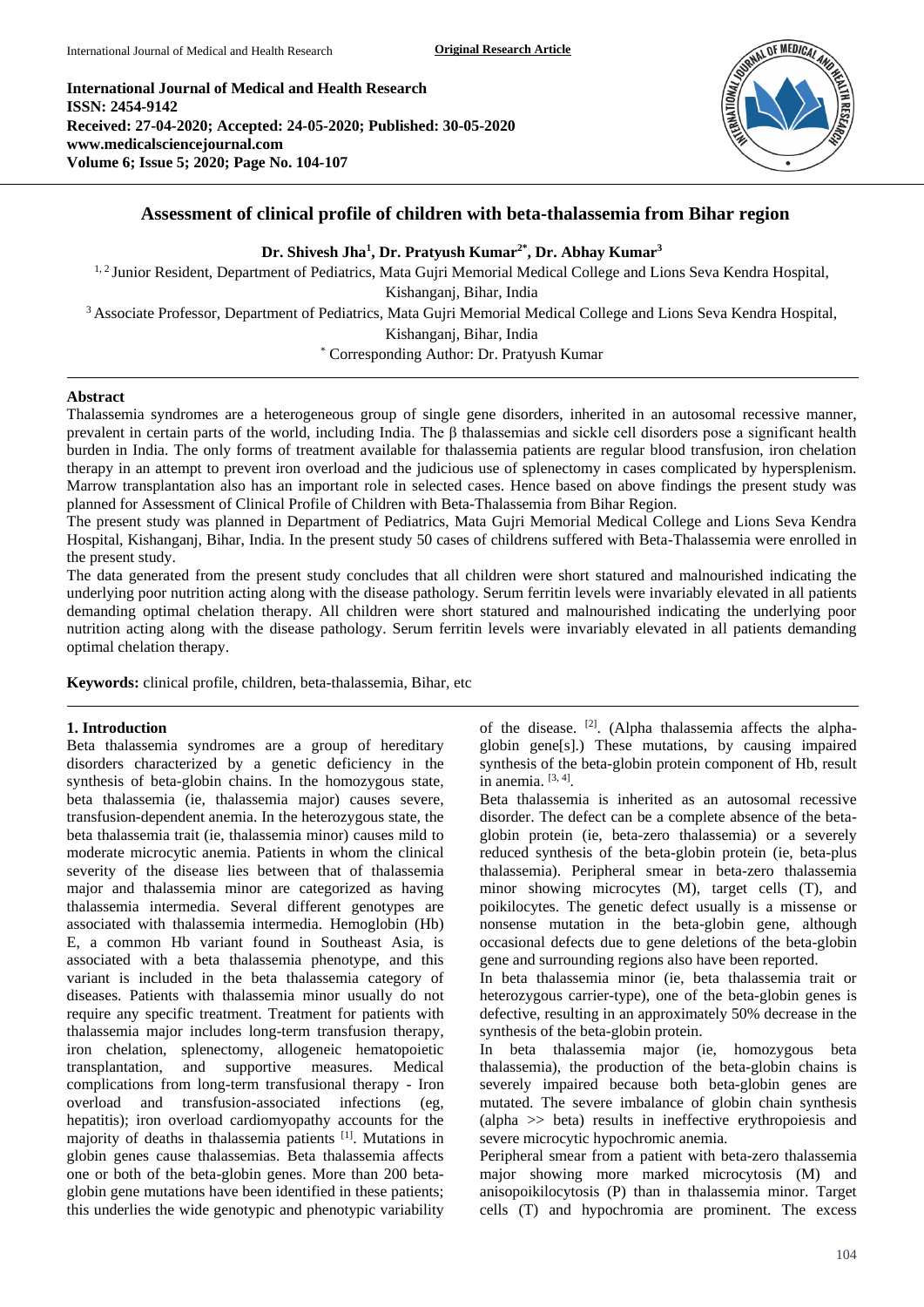International Journal of Medical and Health Research
ISSN: 2454-9142
Received: 27-04-2020; Accepted: 24-05-2020; Published: 30-05-2020
www.medicalsciencejournal.com
Volume 6; Issue 5; 2020; Page No. 104-107

# Assessment of clinical profile of children with beta-thalassemia from Bihar region

**Dr. Shivesh Jha[1], Dr. Pratyush Kumar[2*], Dr. Abhay Kumar[3]**

[1, 2] Junior Resident, Department of Pediatrics, Mata Gujri Memorial Medical College and Lions Seva Kendra Hospital, Kishanganj, Bihar, India

[3] Associate Professor, Department of Pediatrics, Mata Gujri Memorial Medical College and Lions Seva Kendra Hospital, Kishanganj, Bihar, India

[*] Corresponding Author: Dr. Pratyush Kumar

## Abstract

Thalassemia syndromes are a heterogeneous group of single gene disorders, inherited in an autosomal recessive manner, prevalent in certain parts of the world, including India. The β thalassemias and sickle cell disorders pose a significant health burden in India. The only forms of treatment available for thalassemia patients are regular blood transfusion, iron chelation therapy in an attempt to prevent iron overload and the judicious use of splenectomy in cases complicated by hypersplenism. Marrow transplantation also has an important role in selected cases. Hence based on above findings the present study was planned for Assessment of Clinical Profile of Children with Beta-Thalassemia from Bihar Region.

The present study was planned in Department of Pediatrics, Mata Gujri Memorial Medical College and Lions Seva Kendra Hospital, Kishanganj, Bihar, India. In the present study 50 cases of childrens suffered with Beta-Thalassemia were enrolled in the present study.

The data generated from the present study concludes that all children were short statured and malnourished indicating the underlying poor nutrition acting along with the disease pathology. Serum ferritin levels were invariably elevated in all patients demanding optimal chelation therapy. All children were short statured and malnourished indicating the underlying poor nutrition acting along with the disease pathology. Serum ferritin levels were invariably elevated in all patients demanding optimal chelation therapy.

**Keywords:** clinical profile, children, beta-thalassemia, Bihar, etc

## 1. Introduction

Beta thalassemia syndromes are a group of hereditary disorders characterized by a genetic deficiency in the synthesis of beta-globin chains. In the homozygous state, beta thalassemia (ie, thalassemia major) causes severe, transfusion-dependent anemia. In the heterozygous state, the beta thalassemia trait (ie, thalassemia minor) causes mild to moderate microcytic anemia. Patients in whom the clinical severity of the disease lies between that of thalassemia major and thalassemia minor are categorized as having thalassemia intermedia. Several different genotypes are associated with thalassemia intermedia. Hemoglobin (Hb) E, a common Hb variant found in Southeast Asia, is associated with a beta thalassemia phenotype, and this variant is included in the beta thalassemia category of diseases. Patients with thalassemia minor usually do not require any specific treatment. Treatment for patients with thalassemia major includes long-term transfusion therapy, iron chelation, splenectomy, allogeneic hematopoietic transplantation, and supportive measures. Medical complications from long-term transfusional therapy - Iron overload and transfusion-associated infections (eg, hepatitis); iron overload cardiomyopathy accounts for the majority of deaths in thalassemia patients [1]. Mutations in globin genes cause thalassemias. Beta thalassemia affects one or both of the beta-globin genes. More than 200 beta-globin gene mutations have been identified in these patients; this underlies the wide genotypic and phenotypic variability of the disease. [2]. (Alpha thalassemia affects the alpha-globin gene[s].) These mutations, by causing impaired synthesis of the beta-globin protein component of Hb, result in anemia. [3, 4].

Beta thalassemia is inherited as an autosomal recessive disorder. The defect can be a complete absence of the beta-globin protein (ie, beta-zero thalassemia) or a severely reduced synthesis of the beta-globin protein (ie, beta-plus thalassemia). Peripheral smear in beta-zero thalassemia minor showing microcytes (M), target cells (T), and poikilocytes. The genetic defect usually is a missense or nonsense mutation in the beta-globin gene, although occasional defects due to gene deletions of the beta-globin gene and surrounding regions also have been reported.

In beta thalassemia minor (ie, beta thalassemia trait or heterozygous carrier-type), one of the beta-globin genes is defective, resulting in an approximately 50% decrease in the synthesis of the beta-globin protein.

In beta thalassemia major (ie, homozygous beta thalassemia), the production of the beta-globin chains is severely impaired because both beta-globin genes are mutated. The severe imbalance of globin chain synthesis (alpha >> beta) results in ineffective erythropoiesis and severe microcytic hypochromic anemia.

Peripheral smear from a patient with beta-zero thalassemia major showing more marked microcytosis (M) and anisopoikilocytosis (P) than in thalassemia minor. Target cells (T) and hypochromia are prominent. The excess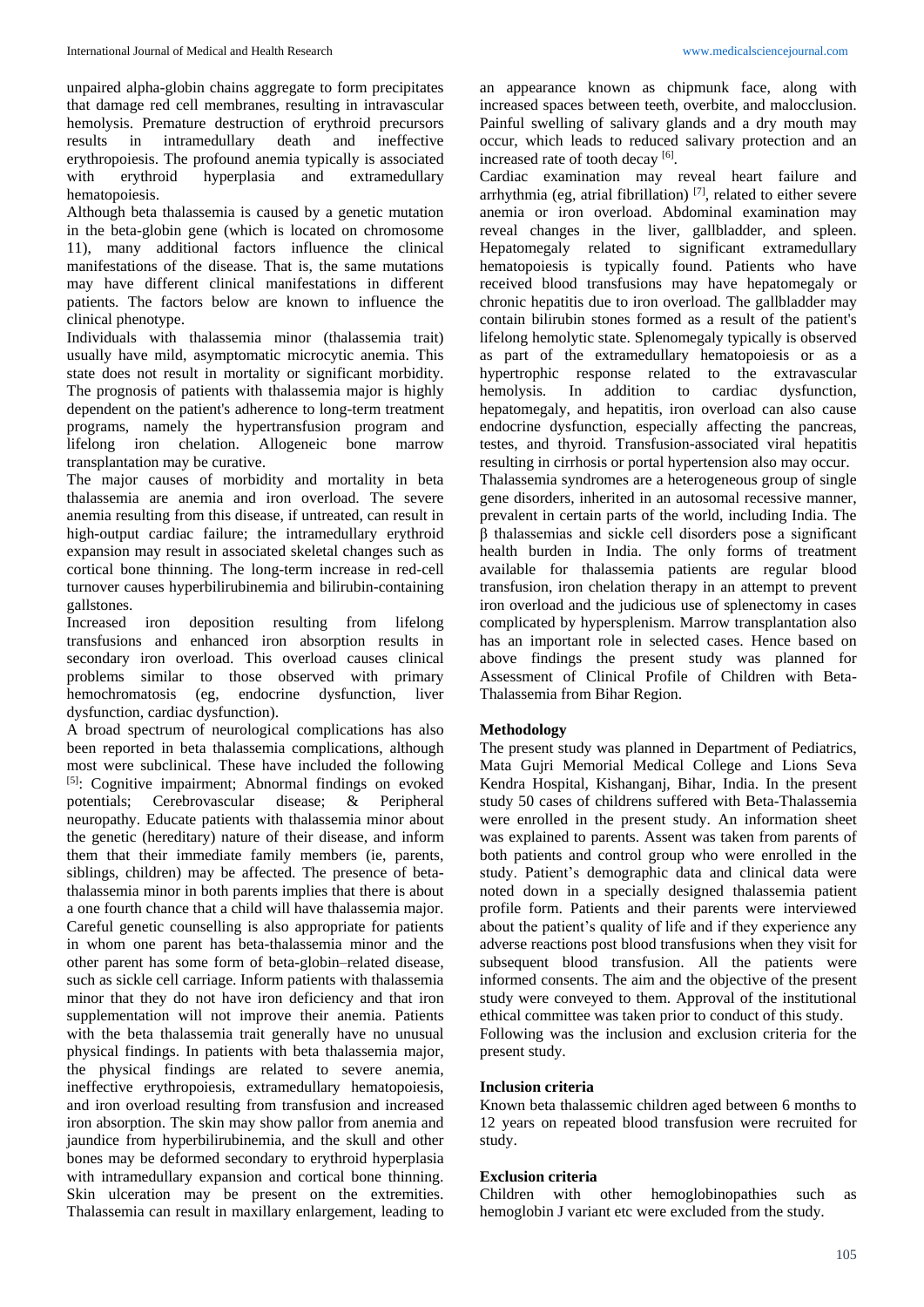unpaired alpha-globin chains aggregate to form precipitates that damage red cell membranes, resulting in intravascular hemolysis. Premature destruction of erythroid precursors results in intramedullary death and ineffective erythropoiesis. The profound anemia typically is associated with erythroid hyperplasia and extramedullary hematopoiesis.

Although beta thalassemia is caused by a genetic mutation in the beta-globin gene (which is located on chromosome 11), many additional factors influence the clinical manifestations of the disease. That is, the same mutations may have different clinical manifestations in different patients. The factors below are known to influence the clinical phenotype.

Individuals with thalassemia minor (thalassemia trait) usually have mild, asymptomatic microcytic anemia. This state does not result in mortality or significant morbidity. The prognosis of patients with thalassemia major is highly dependent on the patient's adherence to long-term treatment programs, namely the hypertransfusion program and lifelong iron chelation. Allogeneic bone marrow transplantation may be curative.

The major causes of morbidity and mortality in beta thalassemia are anemia and iron overload. The severe anemia resulting from this disease, if untreated, can result in high-output cardiac failure; the intramedullary erythroid expansion may result in associated skeletal changes such as cortical bone thinning. The long-term increase in red-cell turnover causes hyperbilirubinemia and bilirubin-containing gallstones.

Increased iron deposition resulting from lifelong transfusions and enhanced iron absorption results in secondary iron overload. This overload causes clinical problems similar to those observed with primary hemochromatosis (eg, endocrine dysfunction, liver dysfunction, cardiac dysfunction).

A broad spectrum of neurological complications has also been reported in beta thalassemia complications, although most were subclinical. These have included the following [5]: Cognitive impairment; Abnormal findings on evoked potentials; Cerebrovascular disease; & Peripheral neuropathy. Educate patients with thalassemia minor about the genetic (hereditary) nature of their disease, and inform them that their immediate family members (ie, parents, siblings, children) may be affected. The presence of beta-thalassemia minor in both parents implies that there is about a one fourth chance that a child will have thalassemia major. Careful genetic counselling is also appropriate for patients in whom one parent has beta-thalassemia minor and the other parent has some form of beta-globin–related disease, such as sickle cell carriage. Inform patients with thalassemia minor that they do not have iron deficiency and that iron supplementation will not improve their anemia. Patients with the beta thalassemia trait generally have no unusual physical findings. In patients with beta thalassemia major, the physical findings are related to severe anemia, ineffective erythropoiesis, extramedullary hematopoiesis, and iron overload resulting from transfusion and increased iron absorption. The skin may show pallor from anemia and jaundice from hyperbilirubinemia, and the skull and other bones may be deformed secondary to erythroid hyperplasia with intramedullary expansion and cortical bone thinning. Skin ulceration may be present on the extremities. Thalassemia can result in maxillary enlargement, leading to an appearance known as chipmunk face, along with increased spaces between teeth, overbite, and malocclusion. Painful swelling of salivary glands and a dry mouth may occur, which leads to reduced salivary protection and an increased rate of tooth decay [6].

Cardiac examination may reveal heart failure and arrhythmia (eg, atrial fibrillation) [7], related to either severe anemia or iron overload. Abdominal examination may reveal changes in the liver, gallbladder, and spleen. Hepatomegaly related to significant extramedullary hematopoiesis is typically found. Patients who have received blood transfusions may have hepatomegaly or chronic hepatitis due to iron overload. The gallbladder may contain bilirubin stones formed as a result of the patient's lifelong hemolytic state. Splenomegaly typically is observed as part of the extramedullary hematopoiesis or as a hypertrophic response related to the extravascular hemolysis. In addition to cardiac dysfunction, hepatomegaly, and hepatitis, iron overload can also cause endocrine dysfunction, especially affecting the pancreas, testes, and thyroid. Transfusion-associated viral hepatitis resulting in cirrhosis or portal hypertension also may occur.

Thalassemia syndromes are a heterogeneous group of single gene disorders, inherited in an autosomal recessive manner, prevalent in certain parts of the world, including India. The β thalassemias and sickle cell disorders pose a significant health burden in India. The only forms of treatment available for thalassemia patients are regular blood transfusion, iron chelation therapy in an attempt to prevent iron overload and the judicious use of splenectomy in cases complicated by hypersplenism. Marrow transplantation also has an important role in selected cases. Hence based on above findings the present study was planned for Assessment of Clinical Profile of Children with Beta-Thalassemia from Bihar Region.

## Methodology

The present study was planned in Department of Pediatrics, Mata Gujri Memorial Medical College and Lions Seva Kendra Hospital, Kishanganj, Bihar, India. In the present study 50 cases of childrens suffered with Beta-Thalassemia were enrolled in the present study. An information sheet was explained to parents. Assent was taken from parents of both patients and control group who were enrolled in the study. Patient's demographic data and clinical data were noted down in a specially designed thalassemia patient profile form. Patients and their parents were interviewed about the patient's quality of life and if they experience any adverse reactions post blood transfusions when they visit for subsequent blood transfusion. All the patients were informed consents. The aim and the objective of the present study were conveyed to them. Approval of the institutional ethical committee was taken prior to conduct of this study.

Following was the inclusion and exclusion criteria for the present study.

### Inclusion criteria

Known beta thalassemic children aged between 6 months to 12 years on repeated blood transfusion were recruited for study.

### Exclusion criteria

Children with other hemoglobinopathies such as hemoglobin J variant etc were excluded from the study.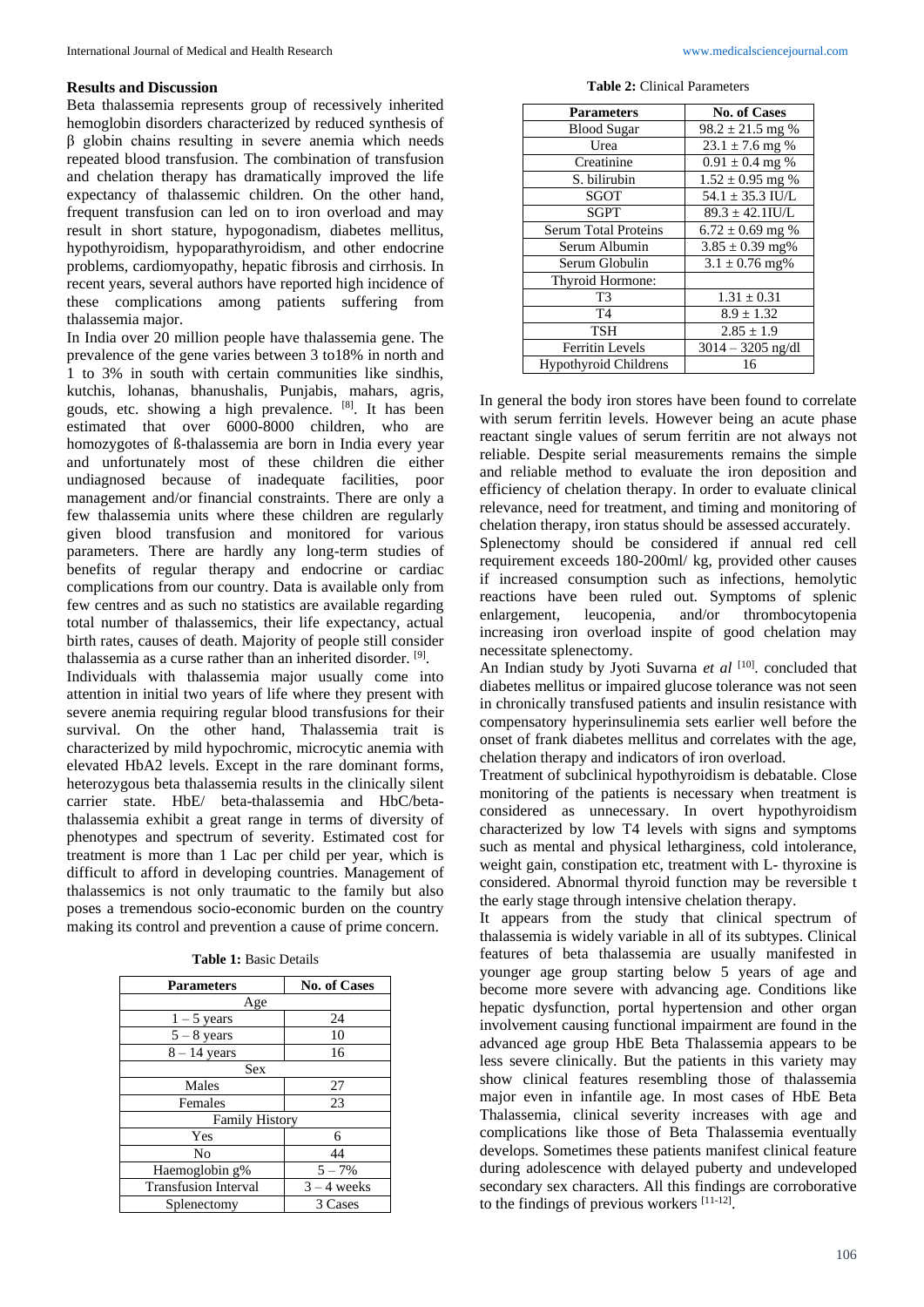## Results and Discussion

Beta thalassemia represents group of recessively inherited hemoglobin disorders characterized by reduced synthesis of β globin chains resulting in severe anemia which needs repeated blood transfusion. The combination of transfusion and chelation therapy has dramatically improved the life expectancy of thalassemic children. On the other hand, frequent transfusion can led on to iron overload and may result in short stature, hypogonadism, diabetes mellitus, hypothyroidism, hypoparathyroidism, and other endocrine problems, cardiomyopathy, hepatic fibrosis and cirrhosis. In recent years, several authors have reported high incidence of these complications among patients suffering from thalassemia major.

In India over 20 million people have thalassemia gene. The prevalence of the gene varies between 3 to18% in north and 1 to 3% in south with certain communities like sindhis, kutchis, lohanas, bhanushalis, Punjabis, mahars, agris, gouds, etc. showing a high prevalence. [8]. It has been estimated that over 6000-8000 children, who are homozygotes of ß-thalassemia are born in India every year and unfortunately most of these children die either undiagnosed because of inadequate facilities, poor management and/or financial constraints. There are only a few thalassemia units where these children are regularly given blood transfusion and monitored for various parameters. There are hardly any long-term studies of benefits of regular therapy and endocrine or cardiac complications from our country. Data is available only from few centres and as such no statistics are available regarding total number of thalassemics, their life expectancy, actual birth rates, causes of death. Majority of people still consider thalassemia as a curse rather than an inherited disorder. [9].

Individuals with thalassemia major usually come into attention in initial two years of life where they present with severe anemia requiring regular blood transfusions for their survival. On the other hand, Thalassemia trait is characterized by mild hypochromic, microcytic anemia with elevated HbA2 levels. Except in the rare dominant forms, heterozygous beta thalassemia results in the clinically silent carrier state. HbE/ beta-thalassemia and HbC/beta-thalassemia exhibit a great range in terms of diversity of phenotypes and spectrum of severity. Estimated cost for treatment is more than 1 Lac per child per year, which is difficult to afford in developing countries. Management of thalassemics is not only traumatic to the family but also poses a tremendous socio-economic burden on the country making its control and prevention a cause of prime concern.

**Table 1:** Basic Details

| Parameters | No. of Cases |
|---|---|
| Age | |
| 1 – 5 years | 24 |
| 5 – 8 years | 10 |
| 8 – 14 years | 16 |
| Sex | |
| Males | 27 |
| Females | 23 |
| Family History | |
| Yes | 6 |
| No | 44 |
| Haemoglobin g% | 5 – 7% |
| Transfusion Interval | 3 – 4 weeks |
| Splenectomy | 3 Cases |

**Table 2:** Clinical Parameters

| Parameters | No. of Cases |
|---|---|
| Blood Sugar | 98.2 ± 21.5 mg % |
| Urea | 23.1 ± 7.6 mg % |
| Creatinine | 0.91 ± 0.4 mg % |
| S. bilirubin | 1.52 ± 0.95 mg % |
| SGOT | 54.1 ± 35.3 IU/L |
| SGPT | 89.3 ± 42.1IU/L |
| Serum Total Proteins | 6.72 ± 0.69 mg % |
| Serum Albumin | 3.85 ± 0.39 mg% |
| Serum Globulin | 3.1 ± 0.76 mg% |
| Thyroid Hormone: | |
| T3 | 1.31 ± 0.31 |
| T4 | 8.9 ± 1.32 |
| TSH | 2.85 ± 1.9 |
| Ferritin Levels | 3014 – 3205 ng/dl |
| Hypothyroid Childrens | 16 |

In general the body iron stores have been found to correlate with serum ferritin levels. However being an acute phase reactant single values of serum ferritin are not always not reliable. Despite serial measurements remains the simple and reliable method to evaluate the iron deposition and efficiency of chelation therapy. In order to evaluate clinical relevance, need for treatment, and timing and monitoring of chelation therapy, iron status should be assessed accurately.

Splenectomy should be considered if annual red cell requirement exceeds 180-200ml/ kg, provided other causes if increased consumption such as infections, hemolytic reactions have been ruled out. Symptoms of splenic enlargement, leucopenia, and/or thrombocytopenia increasing iron overload inspite of good chelation may necessitate splenectomy.

An Indian study by Jyoti Suvarna *et al* [10]. concluded that diabetes mellitus or impaired glucose tolerance was not seen in chronically transfused patients and insulin resistance with compensatory hyperinsulinemia sets earlier well before the onset of frank diabetes mellitus and correlates with the age, chelation therapy and indicators of iron overload.

Treatment of subclinical hypothyroidism is debatable. Close monitoring of the patients is necessary when treatment is considered as unnecessary. In overt hypothyroidism characterized by low T4 levels with signs and symptoms such as mental and physical lethargic­ness, cold intolerance, weight gain, constipation etc, treatment with L- thyroxine is considered. Abnormal thyroid function may be reversible t the early stage through intensive chelation therapy.

It appears from the study that clinical spectrum of thalassemia is widely variable in all of its subtypes. Clinical features of beta thalassemia are usually manifested in younger age group starting below 5 years of age and become more severe with advancing age. Conditions like hepatic dysfunction, portal hypertension and other organ involvement causing functional impairment are found in the advanced age group HbE Beta Thalassemia appears to be less severe clinically. But the patients in this variety may show clinical features resembling those of thalassemia major even in infantile age. In most cases of HbE Beta Thalassemia, clinical severity increases with age and complications like those of Beta Thalassemia eventually develops. Sometimes these patients manifest clinical feature during adolescence with delayed puberty and undeveloped secondary sex characters. All this findings are corroborative to the findings of previous workers [11-12].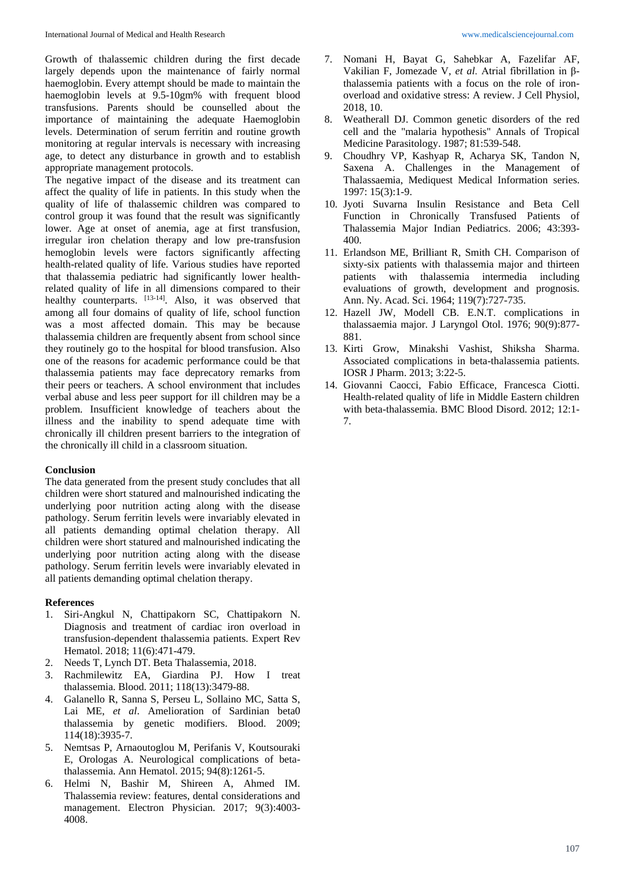Growth of thalassemic children during the first decade largely depends upon the maintenance of fairly normal haemoglobin. Every attempt should be made to maintain the haemoglobin levels at 9.5-10gm% with frequent blood transfusions. Parents should be counselled about the importance of maintaining the adequate Haemoglobin levels. Determination of serum ferritin and routine growth monitoring at regular intervals is necessary with increasing age, to detect any disturbance in growth and to establish appropriate management protocols.

The negative impact of the disease and its treatment can affect the quality of life in patients. In this study when the quality of life of thalassemic children was compared to control group it was found that the result was significantly lower. Age at onset of anemia, age at first transfusion, irregular iron chelation therapy and low pre-transfusion hemoglobin levels were factors significantly affecting health-related quality of life. Various studies have reported that thalassemia pediatric had significantly lower health-related quality of life in all dimensions compared to their healthy counterparts. [13-14]. Also, it was observed that among all four domains of quality of life, school function was a most affected domain. This may be because thalassemia children are frequently absent from school since they routinely go to the hospital for blood transfusion. Also one of the reasons for academic performance could be that thalassemia patients may face deprecatory remarks from their peers or teachers. A school environment that includes verbal abuse and less peer support for ill children may be a problem. Insufficient knowledge of teachers about the illness and the inability to spend adequate time with chronically ill children present barriers to the integration of the chronically ill child in a classroom situation.

## Conclusion

The data generated from the present study concludes that all children were short statured and malnourished indicating the underlying poor nutrition acting along with the disease pathology. Serum ferritin levels were invariably elevated in all patients demanding optimal chelation therapy. All children were short statured and malnourished indicating the underlying poor nutrition acting along with the disease pathology. Serum ferritin levels were invariably elevated in all patients demanding optimal chelation therapy.

## References

1. Siri-Angkul N, Chattipakorn SC, Chattipakorn N. Diagnosis and treatment of cardiac iron overload in transfusion-dependent thalassemia patients. Expert Rev Hematol. 2018; 11(6):471-479.
2. Needs T, Lynch DT. Beta Thalassemia, 2018.
3. Rachmilewitz EA, Giardina PJ. How I treat thalassemia. Blood. 2011; 118(13):3479-88.
4. Galanello R, Sanna S, Perseu L, Sollaino MC, Satta S, Lai ME, *et al*. Amelioration of Sardinian beta0 thalassemia by genetic modifiers. Blood. 2009; 114(18):3935-7.
5. Nemtsas P, Arnaoutoglou M, Perifanis V, Koutsouraki E, Orologas A. Neurological complications of beta-thalassemia. Ann Hematol. 2015; 94(8):1261-5.
6. Helmi N, Bashir M, Shireen A, Ahmed IM. Thalassemia review: features, dental considerations and management. Electron Physician. 2017; 9(3):4003-4008.
7. Nomani H, Bayat G, Sahebkar A, Fazelifar AF, Vakilian F, Jomezade V, *et al.* Atrial fibrillation in β-thalassemia patients with a focus on the role of iron-overload and oxidative stress: A review. J Cell Physiol, 2018, 10.
8. Weatherall DJ. Common genetic disorders of the red cell and the "malaria hypothesis" Annals of Tropical Medicine Parasitology. 1987; 81:539-548.
9. Choudhry VP, Kashyap R, Acharya SK, Tandon N, Saxena A. Challenges in the Management of Thalassaemia, Mediquest Medical Information series. 1997: 15(3):1-9.
10. Jyoti Suvarna Insulin Resistance and Beta Cell Function in Chronically Transfused Patients of Thalassemia Major Indian Pediatrics. 2006; 43:393-400.
11. Erlandson ME, Brilliant R, Smith CH. Comparison of sixty-six patients with thalassemia major and thirteen patients with thalassemia intermedia including evaluations of growth, development and prognosis. Ann. Ny. Acad. Sci. 1964; 119(7):727-735.
12. Hazell JW, Modell CB. E.N.T. complications in thalassaemia major. J Laryngol Otol. 1976; 90(9):877-881.
13. Kirti Grow, Minakshi Vashist, Shiksha Sharma. Associated complications in beta-thalassemia patients. IOSR J Pharm. 2013; 3:22-5.
14. Giovanni Caocci, Fabio Efficace, Francesca Ciotti. Health-related quality of life in Middle Eastern children with beta-thalassemia. BMC Blood Disord. 2012; 12:1-7.